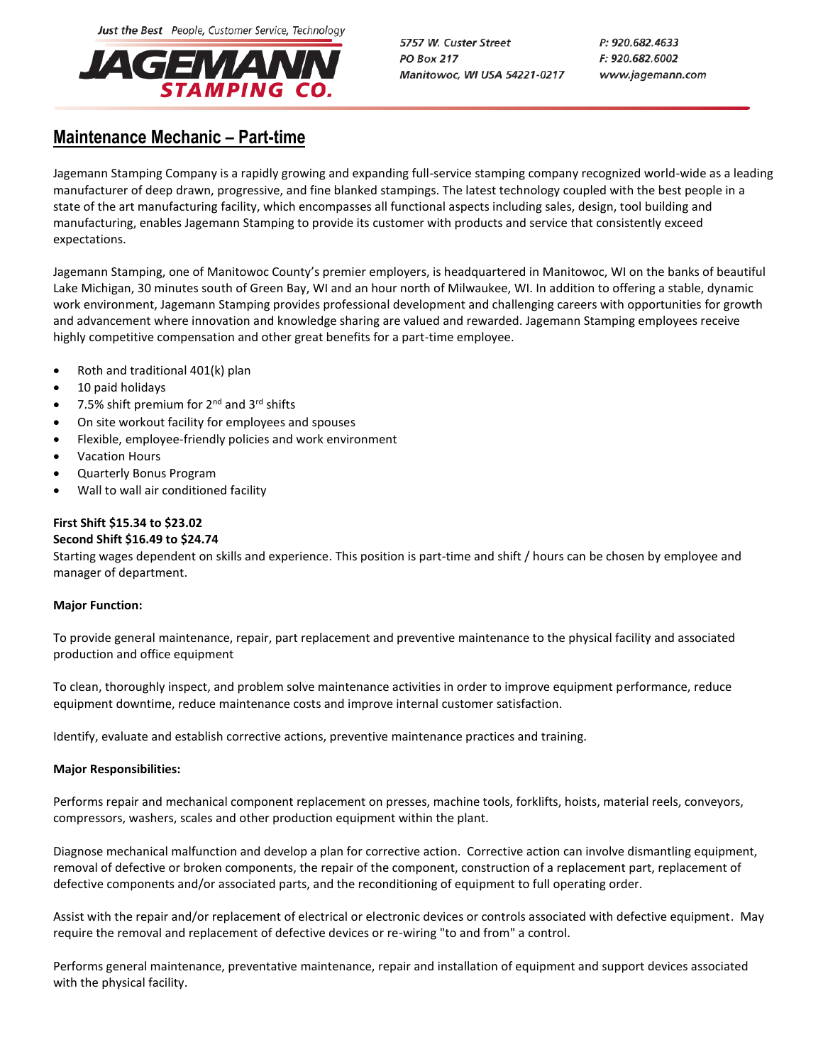Just the Best People, Customer Service, Technology

**JAGEMANN STAMPING CO.**

5757 W. Custer Street
PO Box 217
Manitowoc, WI USA 54221-0217

P: 920.682.4633
F: 920.682.6002
www.jagemann.com

# Maintenance Mechanic – Part-time

Jagemann Stamping Company is a rapidly growing and expanding full-service stamping company recognized world-wide as a leading manufacturer of deep drawn, progressive, and fine blanked stampings. The latest technology coupled with the best people in a state of the art manufacturing facility, which encompasses all functional aspects including sales, design, tool building and manufacturing, enables Jagemann Stamping to provide its customer with products and service that consistently exceed expectations.

Jagemann Stamping, one of Manitowoc County's premier employers, is headquartered in Manitowoc, WI on the banks of beautiful Lake Michigan, 30 minutes south of Green Bay, WI and an hour north of Milwaukee, WI. In addition to offering a stable, dynamic work environment, Jagemann Stamping provides professional development and challenging careers with opportunities for growth and advancement where innovation and knowledge sharing are valued and rewarded. Jagemann Stamping employees receive highly competitive compensation and other great benefits for a part-time employee.

- Roth and traditional 401(k) plan
- 10 paid holidays
- 7.5% shift premium for 2nd and 3rd shifts
- On site workout facility for employees and spouses
- Flexible, employee-friendly policies and work environment
- Vacation Hours
- Quarterly Bonus Program
- Wall to wall air conditioned facility

**First Shift $15.34 to $23.02**
**Second Shift $16.49 to $24.74**
Starting wages dependent on skills and experience. This position is part-time and shift / hours can be chosen by employee and manager of department.

**Major Function:**

To provide general maintenance, repair, part replacement and preventive maintenance to the physical facility and associated production and office equipment

To clean, thoroughly inspect, and problem solve maintenance activities in order to improve equipment performance, reduce equipment downtime, reduce maintenance costs and improve internal customer satisfaction.

Identify, evaluate and establish corrective actions, preventive maintenance practices and training.

**Major Responsibilities:**

Performs repair and mechanical component replacement on presses, machine tools, forklifts, hoists, material reels, conveyors, compressors, washers, scales and other production equipment within the plant.

Diagnose mechanical malfunction and develop a plan for corrective action. Corrective action can involve dismantling equipment, removal of defective or broken components, the repair of the component, construction of a replacement part, replacement of defective components and/or associated parts, and the reconditioning of equipment to full operating order.

Assist with the repair and/or replacement of electrical or electronic devices or controls associated with defective equipment. May require the removal and replacement of defective devices or re-wiring "to and from" a control.

Performs general maintenance, preventative maintenance, repair and installation of equipment and support devices associated with the physical facility.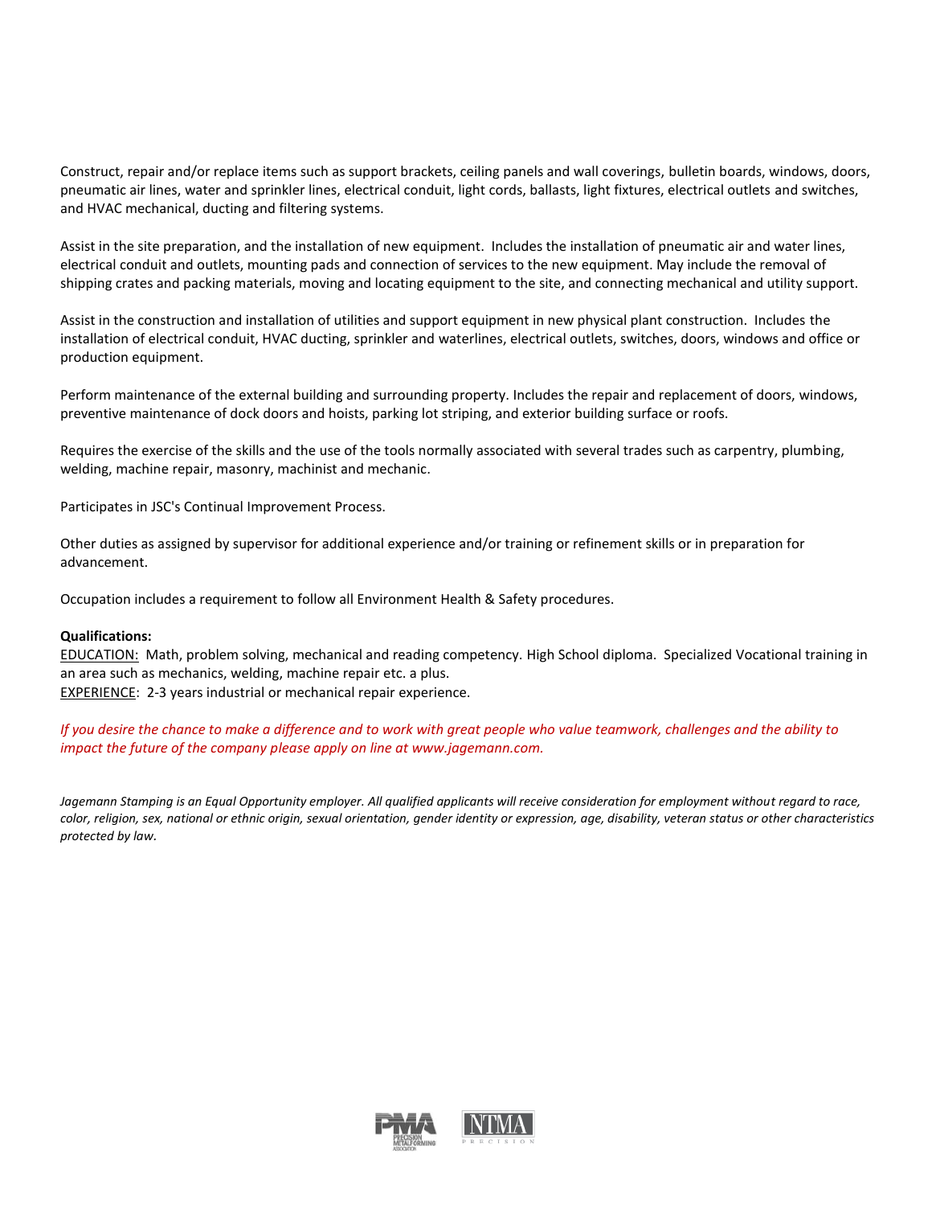Construct, repair and/or replace items such as support brackets, ceiling panels and wall coverings, bulletin boards, windows, doors, pneumatic air lines, water and sprinkler lines, electrical conduit, light cords, ballasts, light fixtures, electrical outlets and switches, and HVAC mechanical, ducting and filtering systems.

Assist in the site preparation, and the installation of new equipment. Includes the installation of pneumatic air and water lines, electrical conduit and outlets, mounting pads and connection of services to the new equipment. May include the removal of shipping crates and packing materials, moving and locating equipment to the site, and connecting mechanical and utility support.

Assist in the construction and installation of utilities and support equipment in new physical plant construction. Includes the installation of electrical conduit, HVAC ducting, sprinkler and waterlines, electrical outlets, switches, doors, windows and office or production equipment.

Perform maintenance of the external building and surrounding property. Includes the repair and replacement of doors, windows, preventive maintenance of dock doors and hoists, parking lot striping, and exterior building surface or roofs.

Requires the exercise of the skills and the use of the tools normally associated with several trades such as carpentry, plumbing, welding, machine repair, masonry, machinist and mechanic.

Participates in JSC's Continual Improvement Process.

Other duties as assigned by supervisor for additional experience and/or training or refinement skills or in preparation for advancement.

Occupation includes a requirement to follow all Environment Health & Safety procedures.

**Qualifications:**
EDUCATION: Math, problem solving, mechanical and reading competency. High School diploma. Specialized Vocational training in an area such as mechanics, welding, machine repair etc. a plus.
EXPERIENCE: 2-3 years industrial or mechanical repair experience.

*If you desire the chance to make a difference and to work with great people who value teamwork, challenges and the ability to impact the future of the company please apply on line at www.jagemann.com.*

*Jagemann Stamping is an Equal Opportunity employer. All qualified applicants will receive consideration for employment without regard to race, color, religion, sex, national or ethnic origin, sexual orientation, gender identity or expression, age, disability, veteran status or other characteristics protected by law.*

PMA PRECISION METALFORMING ASSOCIATION NTMA PRECISION